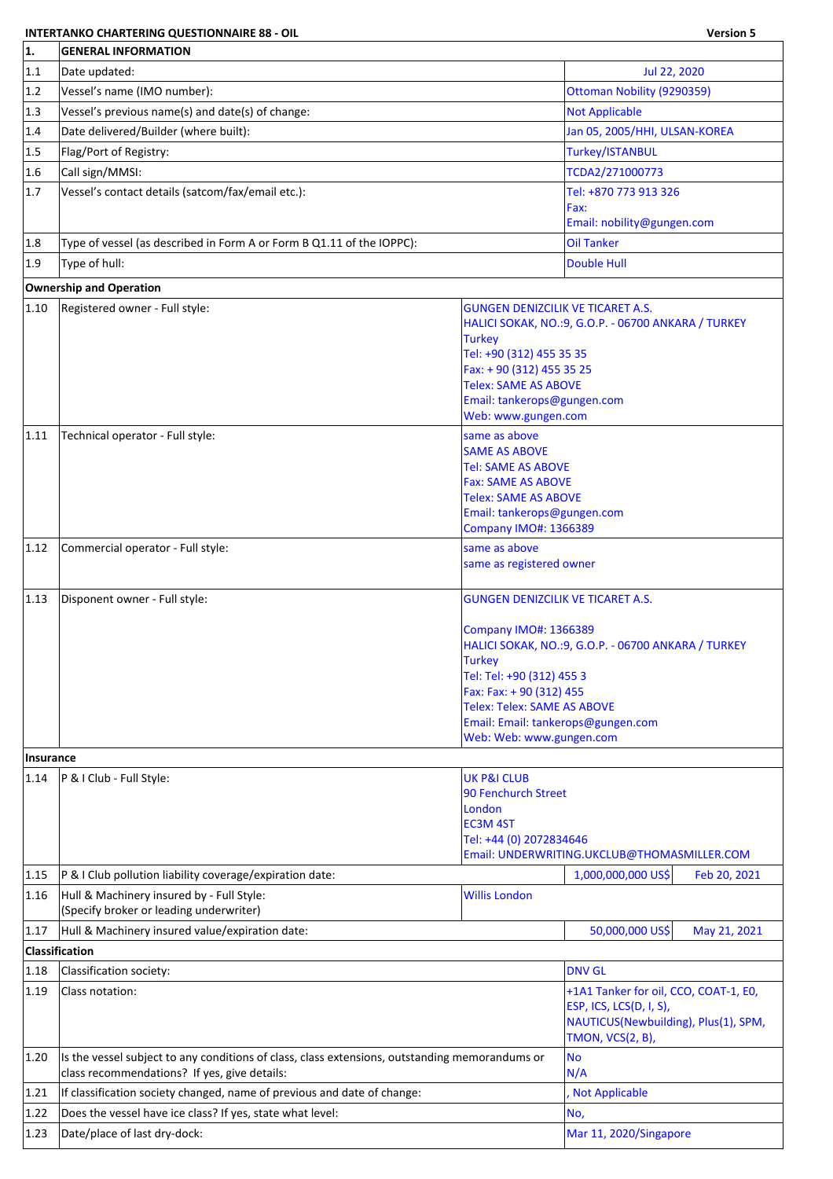**INTERTANKO CHARTERING QUESTIONNAIRE 88 - OIL** **Version 5**

| 1. | GENERAL INFORMATION | | |
|---|---|---|---|
| 1.1 | Date updated: | | Jul 22, 2020 |
| 1.2 | Vessel's name (IMO number): | | Ottoman Nobility (9290359) |
| 1.3 | Vessel's previous name(s) and date(s) of change: | | Not Applicable |
| 1.4 | Date delivered/Builder (where built): | | Jan 05, 2005/HHI, ULSAN-KOREA |
| 1.5 | Flag/Port of Registry: | | Turkey/ISTANBUL |
| 1.6 | Call sign/MMSI: | | TCDA2/271000773 |
| 1.7 | Vessel's contact details (satcom/fax/email etc.): | | Tel: +870 773 913 326<br>Fax:<br>Email: nobility@gungen.com |
| 1.8 | Type of vessel (as described in Form A or Form B Q1.11 of the IOPPC): | | Oil Tanker |
| 1.9 | Type of hull: | | Double Hull |
| **Ownership and Operation** | | | |
| 1.10 | Registered owner - Full style: | GUNGEN DENIZCILIK VE TICARET A.S.<br>HALICI SOKAK, NO.:9, G.O.P. - 06700 ANKARA / TURKEY<br>Turkey<br>Tel: +90 (312) 455 35 35<br>Fax: + 90 (312) 455 35 25<br>Telex: SAME AS ABOVE<br>Email: tankerops@gungen.com<br>Web: www.gungen.com | |
| 1.11 | Technical operator - Full style: | same as above<br>SAME AS ABOVE<br>Tel: SAME AS ABOVE<br>Fax: SAME AS ABOVE<br>Telex: SAME AS ABOVE<br>Email: tankerops@gungen.com<br>Company IMO#: 1366389 | |
| 1.12 | Commercial operator - Full style: | same as above<br>same as registered owner | |
| 1.13 | Disponent owner - Full style: | GUNGEN DENIZCILIK VE TICARET A.S.<br><br>Company IMO#: 1366389<br>HALICI SOKAK, NO.:9, G.O.P. - 06700 ANKARA / TURKEY<br>Turkey<br>Tel: Tel: +90 (312) 455 3<br>Fax: Fax: + 90 (312) 455<br>Telex: Telex: SAME AS ABOVE<br>Email: Email: tankerops@gungen.com<br>Web: Web: www.gungen.com | |
| **Insurance** | | | |
| 1.14 | P & I Club - Full Style: | UK P&I CLUB<br>90 Fenchurch Street<br>London<br>EC3M 4ST<br>Tel: +44 (0) 2072834646<br>Email: UNDERWRITING.UKCLUB@THOMASMILLER.COM | |
| 1.15 | P & I Club pollution liability coverage/expiration date: | | 1,000,000,000 US$ Feb 20, 2021 |
| 1.16 | Hull & Machinery insured by - Full Style:<br>(Specify broker or leading underwriter) | Willis London | |
| 1.17 | Hull & Machinery insured value/expiration date: | | 50,000,000 US$ May 21, 2021 |
| **Classification** | | | |
| 1.18 | Classification society: | | DNV GL |
| 1.19 | Class notation: | | +1A1 Tanker for oil, CCO, COAT-1, E0, ESP, ICS, LCS(D, I, S), NAUTICUS(Newbuilding), Plus(1), SPM, TMON, VCS(2, B), |
| 1.20 | Is the vessel subject to any conditions of class, class extensions, outstanding memorandums or class recommendations? If yes, give details: | | No<br>N/A |
| 1.21 | If classification society changed, name of previous and date of change: | | , Not Applicable |
| 1.22 | Does the vessel have ice class? If yes, state what level: | | No, |
| 1.23 | Date/place of last dry-dock: | | Mar 11, 2020/Singapore |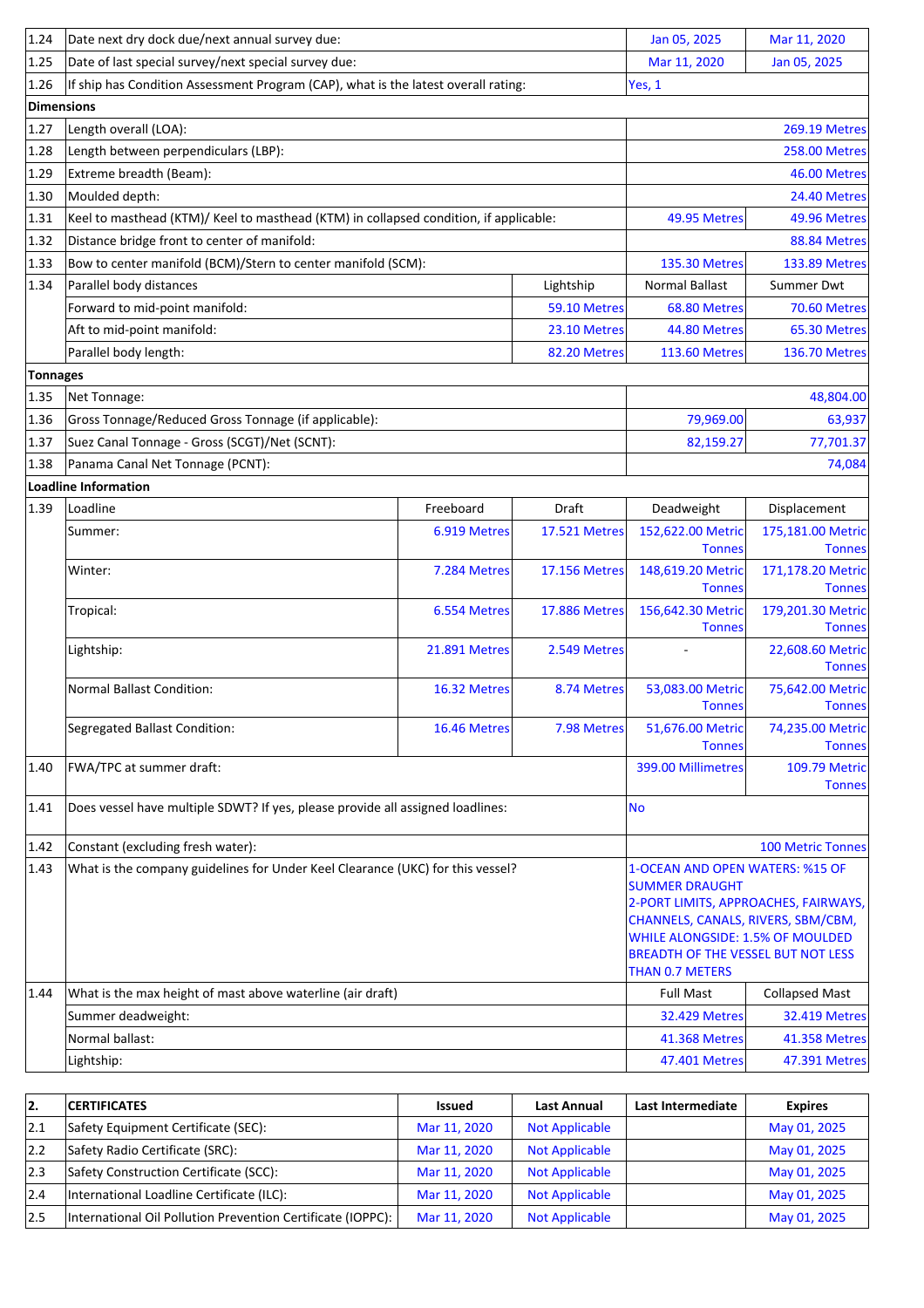| | | | | | |
|---|---|---|---|---|---|
| 1.24 | Date next dry dock due/next annual survey due: | | | Jan 05, 2025 | Mar 11, 2020 |
| 1.25 | Date of last special survey/next special survey due: | | | Mar 11, 2020 | Jan 05, 2025 |
| 1.26 | If ship has Condition Assessment Program (CAP), what is the latest overall rating: | | | Yes, 1 | |
| **Dimensions** | | | | | |
| 1.27 | Length overall (LOA): | | | | 269.19 Metres |
| 1.28 | Length between perpendiculars (LBP): | | | | 258.00 Metres |
| 1.29 | Extreme breadth (Beam): | | | | 46.00 Metres |
| 1.30 | Moulded depth: | | | | 24.40 Metres |
| 1.31 | Keel to masthead (KTM)/ Keel to masthead (KTM) in collapsed condition, if applicable: | | | 49.95 Metres | 49.96 Metres |
| 1.32 | Distance bridge front to center of manifold: | | | | 88.84 Metres |
| 1.33 | Bow to center manifold (BCM)/Stern to center manifold (SCM): | | | 135.30 Metres | 133.89 Metres |
| 1.34 | Parallel body distances | | Lightship | Normal Ballast | Summer Dwt |
| | Forward to mid-point manifold: | | 59.10 Metres | 68.80 Metres | 70.60 Metres |
| | Aft to mid-point manifold: | | 23.10 Metres | 44.80 Metres | 65.30 Metres |
| | Parallel body length: | | 82.20 Metres | 113.60 Metres | 136.70 Metres |
| **Tonnages** | | | | | |
| 1.35 | Net Tonnage: | | | | 48,804.00 |
| 1.36 | Gross Tonnage/Reduced Gross Tonnage (if applicable): | | | 79,969.00 | 63,937 |
| 1.37 | Suez Canal Tonnage - Gross (SCGT)/Net (SCNT): | | | 82,159.27 | 77,701.37 |
| 1.38 | Panama Canal Net Tonnage (PCNT): | | | | 74,084 |
| **Loadline Information** | | | | | |
| 1.39 | Loadline | Freeboard | Draft | Deadweight | Displacement |
| | Summer: | 6.919 Metres | 17.521 Metres | 152,622.00 Metric Tonnes | 175,181.00 Metric Tonnes |
| | Winter: | 7.284 Metres | 17.156 Metres | 148,619.20 Metric Tonnes | 171,178.20 Metric Tonnes |
| | Tropical: | 6.554 Metres | 17.886 Metres | 156,642.30 Metric Tonnes | 179,201.30 Metric Tonnes |
| | Lightship: | 21.891 Metres | 2.549 Metres | - | 22,608.60 Metric Tonnes |
| | Normal Ballast Condition: | 16.32 Metres | 8.74 Metres | 53,083.00 Metric Tonnes | 75,642.00 Metric Tonnes |
| | Segregated Ballast Condition: | 16.46 Metres | 7.98 Metres | 51,676.00 Metric Tonnes | 74,235.00 Metric Tonnes |
| 1.40 | FWA/TPC at summer draft: | | | 399.00 Millimetres | 109.79 Metric Tonnes |
| 1.41 | Does vessel have multiple SDWT? If yes, please provide all assigned loadlines: | | | No | |
| 1.42 | Constant (excluding fresh water): | | | | 100 Metric Tonnes |
| 1.43 | What is the company guidelines for Under Keel Clearance (UKC) for this vessel? | | | 1-OCEAN AND OPEN WATERS: %15 OF SUMMER DRAUGHT 2-PORT LIMITS, APPROACHES, FAIRWAYS, CHANNELS, CANALS, RIVERS, SBM/CBM, WHILE ALONGSIDE: 1.5% OF MOULDED BREADTH OF THE VESSEL BUT NOT LESS THAN 0.7 METERS | |
| 1.44 | What is the max height of mast above waterline (air draft) | | | Full Mast | Collapsed Mast |
| | Summer deadweight: | | | 32.429 Metres | 32.419 Metres |
| | Normal ballast: | | | 41.368 Metres | 41.358 Metres |
| | Lightship: | | | 47.401 Metres | 47.391 Metres |

| 2. | CERTIFICATES | Issued | Last Annual | Last Intermediate | Expires |
|---|---|---|---|---|---|
| 2.1 | Safety Equipment Certificate (SEC): | Mar 11, 2020 | Not Applicable | | May 01, 2025 |
| 2.2 | Safety Radio Certificate (SRC): | Mar 11, 2020 | Not Applicable | | May 01, 2025 |
| 2.3 | Safety Construction Certificate (SCC): | Mar 11, 2020 | Not Applicable | | May 01, 2025 |
| 2.4 | International Loadline Certificate (ILC): | Mar 11, 2020 | Not Applicable | | May 01, 2025 |
| 2.5 | International Oil Pollution Prevention Certificate (IOPPC): | Mar 11, 2020 | Not Applicable | | May 01, 2025 |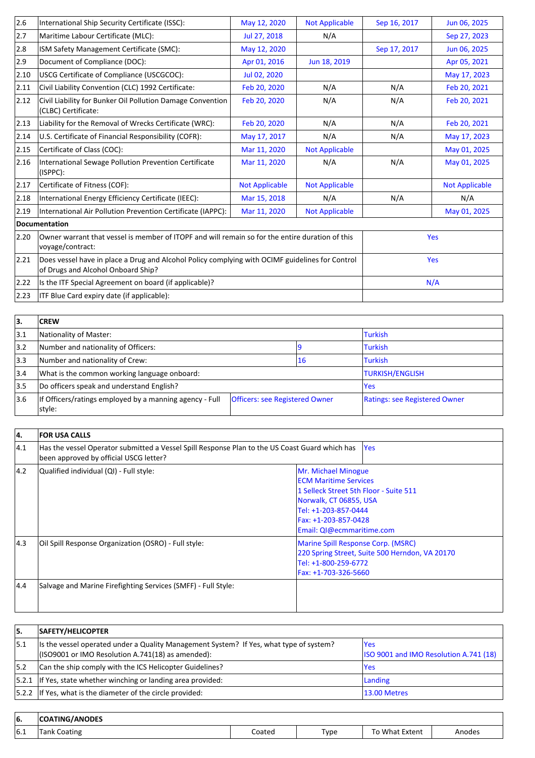| | | | | | |
|---|---|---|---|---|---|
| 2.6 | International Ship Security Certificate (ISSC): | May 12, 2020 | Not Applicable | Sep 16, 2017 | Jun 06, 2025 |
| 2.7 | Maritime Labour Certificate (MLC): | Jul 27, 2018 | N/A | | Sep 27, 2023 |
| 2.8 | ISM Safety Management Certificate (SMC): | May 12, 2020 | | Sep 17, 2017 | Jun 06, 2025 |
| 2.9 | Document of Compliance (DOC): | Apr 01, 2016 | Jun 18, 2019 | | Apr 05, 2021 |
| 2.10 | USCG Certificate of Compliance (USCGCOC): | Jul 02, 2020 | | | May 17, 2023 |
| 2.11 | Civil Liability Convention (CLC) 1992 Certificate: | Feb 20, 2020 | N/A | N/A | Feb 20, 2021 |
| 2.12 | Civil Liability for Bunker Oil Pollution Damage Convention (CLBC) Certificate: | Feb 20, 2020 | N/A | N/A | Feb 20, 2021 |
| 2.13 | Liability for the Removal of Wrecks Certificate (WRC): | Feb 20, 2020 | N/A | N/A | Feb 20, 2021 |
| 2.14 | U.S. Certificate of Financial Responsibility (COFR): | May 17, 2017 | N/A | N/A | May 17, 2023 |
| 2.15 | Certificate of Class (COC): | Mar 11, 2020 | Not Applicable | | May 01, 2025 |
| 2.16 | International Sewage Pollution Prevention Certificate (ISPPC): | Mar 11, 2020 | N/A | N/A | May 01, 2025 |
| 2.17 | Certificate of Fitness (COF): | Not Applicable | Not Applicable | | Not Applicable |
| 2.18 | International Energy Efficiency Certificate (IEEC): | Mar 15, 2018 | N/A | N/A | N/A |
| 2.19 | International Air Pollution Prevention Certificate (IAPPC): | Mar 11, 2020 | Not Applicable | | May 01, 2025 |

**Documentation**

| | | |
|---|---|---|
| 2.20 | Owner warrant that vessel is member of ITOPF and will remain so for the entire duration of this voyage/contract: | Yes |
| 2.21 | Does vessel have in place a Drug and Alcohol Policy complying with OCIMF guidelines for Control of Drugs and Alcohol Onboard Ship? | Yes |
| 2.22 | Is the ITF Special Agreement on board (if applicable)? | N/A |
| 2.23 | ITF Blue Card expiry date (if applicable): | |

| 3. | CREW | | |
|---|---|---|---|
| 3.1 | Nationality of Master: | | Turkish |
| 3.2 | Number and nationality of Officers: | 9 | Turkish |
| 3.3 | Number and nationality of Crew: | 16 | Turkish |
| 3.4 | What is the common working language onboard: | | TURKISH/ENGLISH |
| 3.5 | Do officers speak and understand English? | | Yes |
| 3.6 | If Officers/ratings employed by a manning agency - Full style: | Officers: see Registered Owner | Ratings: see Registered Owner |

| 4. | FOR USA CALLS | |
|---|---|---|
| 4.1 | Has the vessel Operator submitted a Vessel Spill Response Plan to the US Coast Guard which has been approved by official USCG letter? | Yes |
| 4.2 | Qualified individual (QI) - Full style: | Mr. Michael Minogue<br>ECM Maritime Services<br>1 Selleck Street 5th Floor - Suite 511<br>Norwalk, CT 06855, USA<br>Tel: +1-203-857-0444<br>Fax: +1-203-857-0428<br>Email: QI@ecmmaritime.com |
| 4.3 | Oil Spill Response Organization (OSRO) - Full style: | Marine Spill Response Corp. (MSRC)<br>220 Spring Street, Suite 500 Herndon, VA 20170<br>Tel: +1-800-259-6772<br>Fax: +1-703-326-5660 |
| 4.4 | Salvage and Marine Firefighting Services (SMFF) - Full Style: | |

| 5. | SAFETY/HELICOPTER | |
|---|---|---|
| 5.1 | Is the vessel operated under a Quality Management System? If Yes, what type of system? (ISO9001 or IMO Resolution A.741(18) as amended): | Yes<br>ISO 9001 and IMO Resolution A.741 (18) |
| 5.2 | Can the ship comply with the ICS Helicopter Guidelines? | Yes |
| 5.2.1 | If Yes, state whether winching or landing area provided: | Landing |
| 5.2.2 | If Yes, what is the diameter of the circle provided: | 13.00 Metres |

| 6. | COATING/ANODES | | | | |
|---|---|---|---|---|---|
| 6.1 | Tank Coating | Coated | Type | To What Extent | Anodes |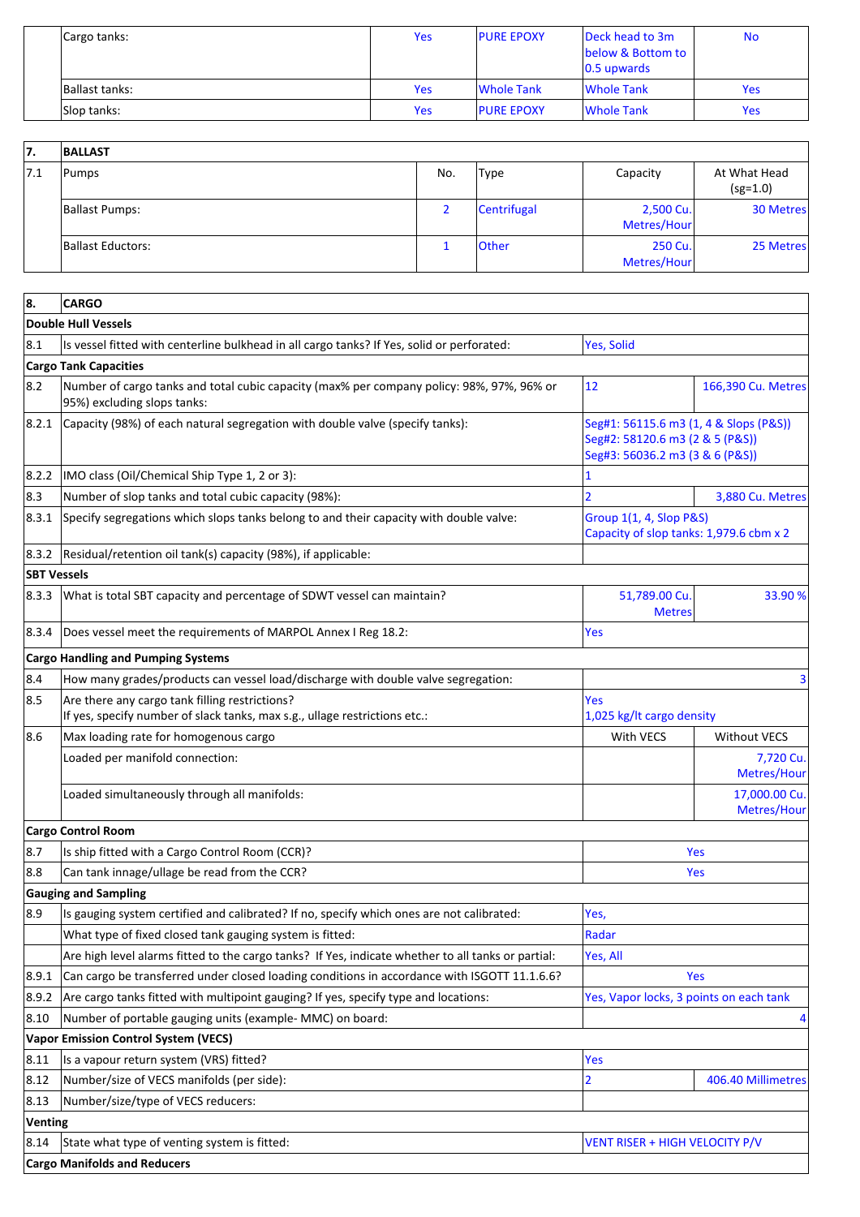| | | | | | |
|---|---|---|---|---|---|
| | Cargo tanks: | Yes | PURE EPOXY | Deck head to 3m below & Bottom to 0.5 upwards | No |
| | Ballast tanks: | Yes | Whole Tank | Whole Tank | Yes |
| | Slop tanks: | Yes | PURE EPOXY | Whole Tank | Yes |

| 7. | BALLAST | | | | |
|---|---|---|---|---|---|
| 7.1 | Pumps | No. | Type | Capacity | At What Head (sg=1.0) |
| | Ballast Pumps: | 2 | Centrifugal | 2,500 Cu. Metres/Hour | 30 Metres |
| | Ballast Eductors: | 1 | Other | 250 Cu. Metres/Hour | 25 Metres |

| 8. | CARGO | | |
|---|---|---|---|
| **Double Hull Vessels** | | | |
| 8.1 | Is vessel fitted with centerline bulkhead in all cargo tanks? If Yes, solid or perforated: | Yes, Solid | |
| **Cargo Tank Capacities** | | | |
| 8.2 | Number of cargo tanks and total cubic capacity (max% per company policy: 98%, 97%, 96% or 95%) excluding slops tanks: | 12 | 166,390 Cu. Metres |
| 8.2.1 | Capacity (98%) of each natural segregation with double valve (specify tanks): | Seg#1: 56115.6 m3 (1, 4 & Slops (P&S))<br>Seg#2: 58120.6 m3 (2 & 5 (P&S))<br>Seg#3: 56036.2 m3 (3 & 6 (P&S)) | |
| 8.2.2 | IMO class (Oil/Chemical Ship Type 1, 2 or 3): | 1 | |
| 8.3 | Number of slop tanks and total cubic capacity (98%): | 2 | 3,880 Cu. Metres |
| 8.3.1 | Specify segregations which slops tanks belong to and their capacity with double valve: | Group 1(1, 4, Slop P&S)<br>Capacity of slop tanks: 1,979.6 cbm x 2 | |
| 8.3.2 | Residual/retention oil tank(s) capacity (98%), if applicable: | | |
| **SBT Vessels** | | | |
| 8.3.3 | What is total SBT capacity and percentage of SDWT vessel can maintain? | 51,789.00 Cu. Metres | 33.90 % |
| 8.3.4 | Does vessel meet the requirements of MARPOL Annex I Reg 18.2: | Yes | |
| **Cargo Handling and Pumping Systems** | | | |
| 8.4 | How many grades/products can vessel load/discharge with double valve segregation: | | 3 |
| 8.5 | Are there any cargo tank filling restrictions?<br>If yes, specify number of slack tanks, max s.g., ullage restrictions etc.: | Yes<br>1,025 kg/lt cargo density | |
| 8.6 | Max loading rate for homogenous cargo | With VECS | Without VECS |
| | Loaded per manifold connection: | | 7,720 Cu. Metres/Hour |
| | Loaded simultaneously through all manifolds: | | 17,000.00 Cu. Metres/Hour |
| **Cargo Control Room** | | | |
| 8.7 | Is ship fitted with a Cargo Control Room (CCR)? | Yes | |
| 8.8 | Can tank innage/ullage be read from the CCR? | Yes | |
| **Gauging and Sampling** | | | |
| 8.9 | Is gauging system certified and calibrated? If no, specify which ones are not calibrated: | Yes, | |
| | What type of fixed closed tank gauging system is fitted: | Radar | |
| | Are high level alarms fitted to the cargo tanks? If Yes, indicate whether to all tanks or partial: | Yes, All | |
| 8.9.1 | Can cargo be transferred under closed loading conditions in accordance with ISGOTT 11.1.6.6? | Yes | |
| 8.9.2 | Are cargo tanks fitted with multipoint gauging? If yes, specify type and locations: | Yes, Vapor locks, 3 points on each tank | |
| 8.10 | Number of portable gauging units (example- MMC) on board: | | 4 |
| **Vapor Emission Control System (VECS)** | | | |
| 8.11 | Is a vapour return system (VRS) fitted? | Yes | |
| 8.12 | Number/size of VECS manifolds (per side): | 2 | 406.40 Millimetres |
| 8.13 | Number/size/type of VECS reducers: | | |
| **Venting** | | | |
| 8.14 | State what type of venting system is fitted: | VENT RISER + HIGH VELOCITY P/V | |
| **Cargo Manifolds and Reducers** | | | |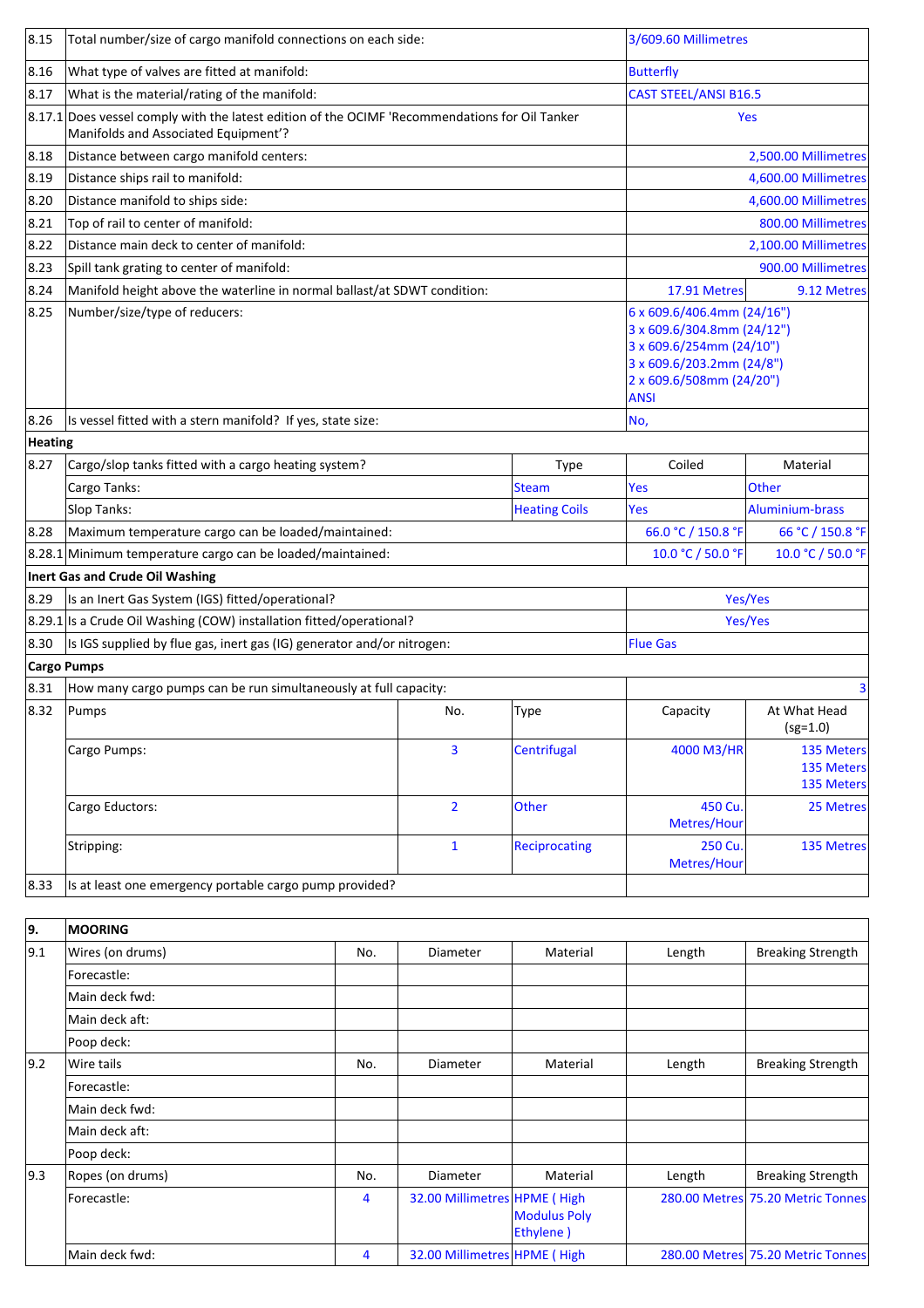| | | | | | |
|---|---|---|---|---|---|
| 8.15 | Total number/size of cargo manifold connections on each side: | | | 3/609.60 Millimetres | |
| 8.16 | What type of valves are fitted at manifold: | | | Butterfly | |
| 8.17 | What is the material/rating of the manifold: | | | CAST STEEL/ANSI B16.5 | |
| 8.17.1 | Does vessel comply with the latest edition of the OCIMF 'Recommendations for Oil Tanker Manifolds and Associated Equipment'? | | | Yes | |
| 8.18 | Distance between cargo manifold centers: | | | | 2,500.00 Millimetres |
| 8.19 | Distance ships rail to manifold: | | | | 4,600.00 Millimetres |
| 8.20 | Distance manifold to ships side: | | | | 4,600.00 Millimetres |
| 8.21 | Top of rail to center of manifold: | | | | 800.00 Millimetres |
| 8.22 | Distance main deck to center of manifold: | | | | 2,100.00 Millimetres |
| 8.23 | Spill tank grating to center of manifold: | | | | 900.00 Millimetres |
| 8.24 | Manifold height above the waterline in normal ballast/at SDWT condition: | | | 17.91 Metres | 9.12 Metres |
| 8.25 | Number/size/type of reducers: | | | 6 x 609.6/406.4mm (24/16")<br>3 x 609.6/304.8mm (24/12")<br>3 x 609.6/254mm (24/10")<br>3 x 609.6/203.2mm (24/8")<br>2 x 609.6/508mm (24/20")<br>ANSI | |
| 8.26 | Is vessel fitted with a stern manifold? If yes, state size: | | | No, | |
| **Heating** | | | | | |
| 8.27 | Cargo/slop tanks fitted with a cargo heating system? | | Type | Coiled | Material |
| | Cargo Tanks: | | Steam | Yes | Other |
| | Slop Tanks: | | Heating Coils | Yes | Aluminium-brass |
| 8.28 | Maximum temperature cargo can be loaded/maintained: | | | 66.0 °C / 150.8 °F | 66 °C / 150.8 °F |
| 8.28.1 | Minimum temperature cargo can be loaded/maintained: | | | 10.0 °C / 50.0 °F | 10.0 °C / 50.0 °F |
| **Inert Gas and Crude Oil Washing** | | | | | |
| 8.29 | Is an Inert Gas System (IGS) fitted/operational? | | | Yes/Yes | |
| 8.29.1 | Is a Crude Oil Washing (COW) installation fitted/operational? | | | Yes/Yes | |
| 8.30 | Is IGS supplied by flue gas, inert gas (IG) generator and/or nitrogen: | | | Flue Gas | |
| **Cargo Pumps** | | | | | |
| 8.31 | How many cargo pumps can be run simultaneously at full capacity: | | | | 3 |
| 8.32 | Pumps | No. | Type | Capacity | At What Head (sg=1.0) |
| | Cargo Pumps: | 3 | Centrifugal | 4000 M3/HR | 135 Meters<br>135 Meters<br>135 Meters |
| | Cargo Eductors: | 2 | Other | 450 Cu. Metres/Hour | 25 Metres |
| | Stripping: | 1 | Reciprocating | 250 Cu. Metres/Hour | 135 Metres |
| 8.33 | Is at least one emergency portable cargo pump provided? | | | | |

| 9. | MOORING | | | | | |
|---|---|---|---|---|---|---|
| 9.1 | Wires (on drums) | No. | Diameter | Material | Length | Breaking Strength |
| | Forecastle: | | | | | |
| | Main deck fwd: | | | | | |
| | Main deck aft: | | | | | |
| | Poop deck: | | | | | |
| 9.2 | Wire tails | No. | Diameter | Material | Length | Breaking Strength |
| | Forecastle: | | | | | |
| | Main deck fwd: | | | | | |
| | Main deck aft: | | | | | |
| | Poop deck: | | | | | |
| 9.3 | Ropes (on drums) | No. | Diameter | Material | Length | Breaking Strength |
| | Forecastle: | 4 | 32.00 Millimetres | HPME ( High Modulus Poly Ethylene ) | 280.00 Metres | 75.20 Metric Tonnes |
| | Main deck fwd: | 4 | 32.00 Millimetres | HPME ( High | 280.00 Metres | 75.20 Metric Tonnes |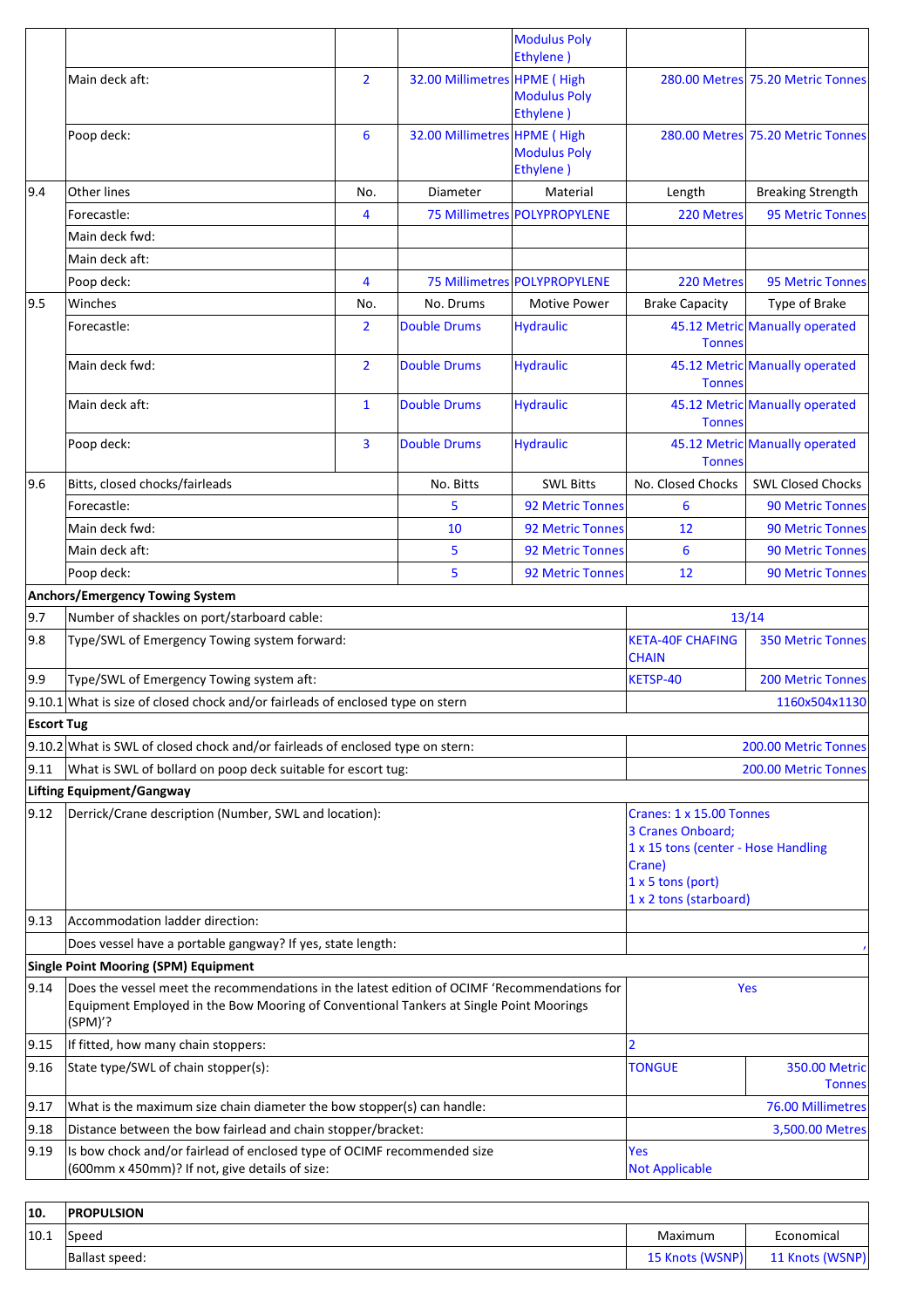|  |  |  |  |  |  |  |
|---|---|---|---|---|---|---|
|  |  |  |  | Modulus Poly Ethylene ) |  |  |
|  | Main deck aft: | 2 | 32.00 Millimetres | HPME ( High Modulus Poly Ethylene ) | 280.00 Metres | 75.20 Metric Tonnes |
|  | Poop deck: | 6 | 32.00 Millimetres | HPME ( High Modulus Poly Ethylene ) | 280.00 Metres | 75.20 Metric Tonnes |
| 9.4 | Other lines | No. | Diameter | Material | Length | Breaking Strength |
|  | Forecastle: | 4 | 75 Millimetres | POLYPROPYLENE | 220 Metres | 95 Metric Tonnes |
|  | Main deck fwd: |  |  |  |  |  |
|  | Main deck aft: |  |  |  |  |  |
|  | Poop deck: | 4 | 75 Millimetres | POLYPROPYLENE | 220 Metres | 95 Metric Tonnes |
| 9.5 | Winches | No. | No. Drums | Motive Power | Brake Capacity | Type of Brake |
|  | Forecastle: | 2 | Double Drums | Hydraulic | 45.12 Metric Tonnes | Manually operated |
|  | Main deck fwd: | 2 | Double Drums | Hydraulic | 45.12 Metric Tonnes | Manually operated |
|  | Main deck aft: | 1 | Double Drums | Hydraulic | 45.12 Metric Tonnes | Manually operated |
|  | Poop deck: | 3 | Double Drums | Hydraulic | 45.12 Metric Tonnes | Manually operated |
| 9.6 | Bitts, closed chocks/fairleads |  | No. Bitts | SWL Bitts | No. Closed Chocks | SWL Closed Chocks |
|  | Forecastle: |  | 5 | 92 Metric Tonnes | 6 | 90 Metric Tonnes |
|  | Main deck fwd: |  | 10 | 92 Metric Tonnes | 12 | 90 Metric Tonnes |
|  | Main deck aft: |  | 5 | 92 Metric Tonnes | 6 | 90 Metric Tonnes |
|  | Poop deck: |  | 5 | 92 Metric Tonnes | 12 | 90 Metric Tonnes |
| **Anchors/Emergency Towing System** |  |  |  |  |  |  |
| 9.7 | Number of shackles on port/starboard cable: |  |  |  | 13/14 |  |
| 9.8 | Type/SWL of Emergency Towing system forward: |  |  |  | KETA-40F CHAFING CHAIN | 350 Metric Tonnes |
| 9.9 | Type/SWL of Emergency Towing system aft: |  |  |  | KETSP-40 | 200 Metric Tonnes |
| 9.10.1 | What is size of closed chock and/or fairleads of enclosed type on stern |  |  |  | 1160x504x1130 |  |
| **Escort Tug** |  |  |  |  |  |  |
| 9.10.2 | What is SWL of closed chock and/or fairleads of enclosed type on stern: |  |  |  | 200.00 Metric Tonnes |  |
| 9.11 | What is SWL of bollard on poop deck suitable for escort tug: |  |  |  | 200.00 Metric Tonnes |  |
| **Lifting Equipment/Gangway** |  |  |  |  |  |  |
| 9.12 | Derrick/Crane description (Number, SWL and location): |  |  |  | Cranes: 1 x 15.00 Tonnes<br>3 Cranes Onboard;<br>1 x 15 tons (center - Hose Handling Crane)<br>1 x 5 tons (port)<br>1 x 2 tons (starboard) |  |
| 9.13 | Accommodation ladder direction: |  |  |  |  |  |
|  | Does vessel have a portable gangway? If yes, state length: |  |  |  | , |  |
| **Single Point Mooring (SPM) Equipment** |  |  |  |  |  |  |
| 9.14 | Does the vessel meet the recommendations in the latest edition of OCIMF 'Recommendations for Equipment Employed in the Bow Mooring of Conventional Tankers at Single Point Moorings (SPM)'? |  |  |  | Yes |  |
| 9.15 | If fitted, how many chain stoppers: |  |  |  | 2 |  |
| 9.16 | State type/SWL of chain stopper(s): |  |  |  | TONGUE | 350.00 Metric Tonnes |
| 9.17 | What is the maximum size chain diameter the bow stopper(s) can handle: |  |  |  | 76.00 Millimetres |  |
| 9.18 | Distance between the bow fairlead and chain stopper/bracket: |  |  |  | 3,500.00 Metres |  |
| 9.19 | Is bow chock and/or fairlead of enclosed type of OCIMF recommended size (600mm x 450mm)? If not, give details of size: |  |  |  | Yes<br>Not Applicable |  |

| 10. | PROPULSION |  |  |
|---|---|---|---|
| 10.1 | Speed | Maximum | Economical |
|  | Ballast speed: | 15 Knots (WSNP) | 11 Knots (WSNP) |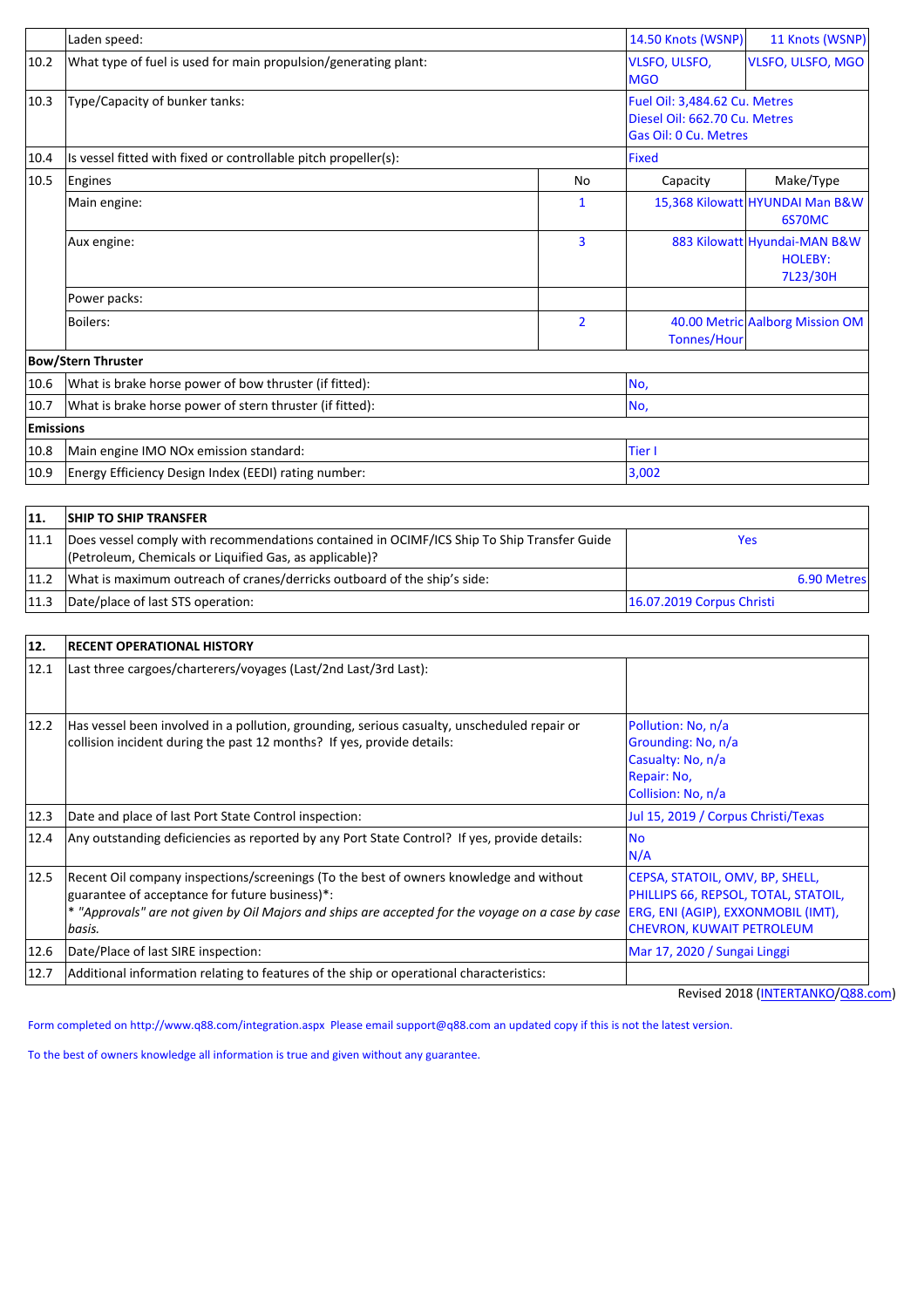| | | | | | |
|---|---|---|---|---|---|
| | Laden speed: | | | 14.50 Knots (WSNP) | 11 Knots (WSNP) |
| 10.2 | What type of fuel is used for main propulsion/generating plant: | | | VLSFO, ULSFO, MGO | VLSFO, ULSFO, MGO |
| 10.3 | Type/Capacity of bunker tanks: | | | Fuel Oil: 3,484.62 Cu. Metres<br>Diesel Oil: 662.70 Cu. Metres<br>Gas Oil: 0 Cu. Metres | |
| 10.4 | Is vessel fitted with fixed or controllable pitch propeller(s): | | | Fixed | |
| 10.5 | Engines | No | | Capacity | Make/Type |
| | Main engine: | 1 | | 15,368 Kilowatt | HYUNDAI Man B&W 6S70MC |
| | Aux engine: | 3 | | 883 Kilowatt | Hyundai-MAN B&W HOLEBY: 7L23/30H |
| | Power packs: | | | | |
| | Boilers: | 2 | | 40.00 Metric Tonnes/Hour | Aalborg Mission OM |
| **Bow/Stern Thruster** | | | | | |
| 10.6 | What is brake horse power of bow thruster (if fitted): | | | No, | |
| 10.7 | What is brake horse power of stern thruster (if fitted): | | | No, | |
| **Emissions** | | | | | |
| 10.8 | Main engine IMO NOx emission standard: | | | Tier I | |
| 10.9 | Energy Efficiency Design Index (EEDI) rating number: | | | 3,002 | |

| | | |
|---|---|---|
| **11.** | **SHIP TO SHIP TRANSFER** | |
| 11.1 | Does vessel comply with recommendations contained in OCIMF/ICS Ship To Ship Transfer Guide (Petroleum, Chemicals or Liquified Gas, as applicable)? | Yes |
| 11.2 | What is maximum outreach of cranes/derricks outboard of the ship's side: | 6.90 Metres |
| 11.3 | Date/place of last STS operation: | 16.07.2019 Corpus Christi |

| | | |
|---|---|---|
| **12.** | **RECENT OPERATIONAL HISTORY** | |
| 12.1 | Last three cargoes/charterers/voyages (Last/2nd Last/3rd Last): | |
| 12.2 | Has vessel been involved in a pollution, grounding, serious casualty, unscheduled repair or collision incident during the past 12 months? If yes, provide details: | Pollution: No, n/a<br>Grounding: No, n/a<br>Casualty: No, n/a<br>Repair: No,<br>Collision: No, n/a |
| 12.3 | Date and place of last Port State Control inspection: | Jul 15, 2019 / Corpus Christi/Texas |
| 12.4 | Any outstanding deficiencies as reported by any Port State Control? If yes, provide details: | No<br>N/A |
| 12.5 | Recent Oil company inspections/screenings (To the best of owners knowledge and without guarantee of acceptance for future business)*:<br>* *"Approvals" are not given by Oil Majors and ships are accepted for the voyage on a case by case basis.* | CEPSA, STATOIL, OMV, BP, SHELL, PHILLIPS 66, REPSOL, TOTAL, STATOIL, ERG, ENI (AGIP), EXXONMOBIL (IMT), CHEVRON, KUWAIT PETROLEUM |
| 12.6 | Date/Place of last SIRE inspection: | Mar 17, 2020 / Sungai Linggi |
| 12.7 | Additional information relating to features of the ship or operational characteristics: | |

Revised 2018 (INTERTANKO/Q88.com)

Form completed on http://www.q88.com/integration.aspx Please email support@q88.com an updated copy if this is not the latest version.

To the best of owners knowledge all information is true and given without any guarantee.